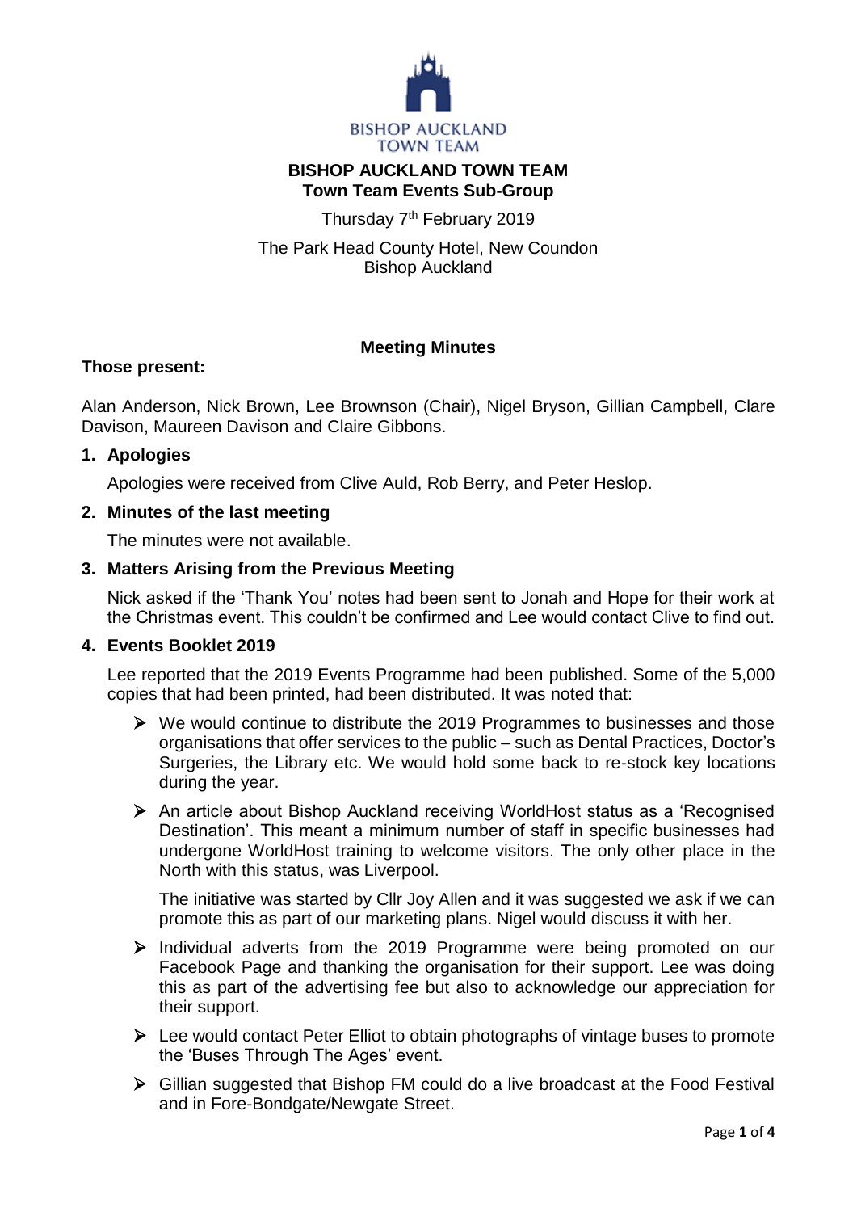BISHOP AUCKLAND
TOWN TEAM

# BISHOP AUCKLAND TOWN TEAM
## Town Team Events Sub-Group

Thursday 7th February 2019

The Park Head County Hotel, New Coundon
Bishop Auckland

### Meeting Minutes

**Those present:**

Alan Anderson, Nick Brown, Lee Brownson (Chair), Nigel Bryson, Gillian Campbell, Clare Davison, Maureen Davison and Claire Gibbons.

### 1. Apologies

Apologies were received from Clive Auld, Rob Berry, and Peter Heslop.

### 2. Minutes of the last meeting

The minutes were not available.

### 3. Matters Arising from the Previous Meeting

Nick asked if the 'Thank You' notes had been sent to Jonah and Hope for their work at the Christmas event. This couldn't be confirmed and Lee would contact Clive to find out.

### 4. Events Booklet 2019

Lee reported that the 2019 Events Programme had been published. Some of the 5,000 copies that had been printed, had been distributed. It was noted that:

- We would continue to distribute the 2019 Programmes to businesses and those organisations that offer services to the public – such as Dental Practices, Doctor's Surgeries, the Library etc. We would hold some back to re-stock key locations during the year.
- An article about Bishop Auckland receiving WorldHost status as a 'Recognised Destination'. This meant a minimum number of staff in specific businesses had undergone WorldHost training to welcome visitors. The only other place in the North with this status, was Liverpool.

  The initiative was started by Cllr Joy Allen and it was suggested we ask if we can promote this as part of our marketing plans. Nigel would discuss it with her.
- Individual adverts from the 2019 Programme were being promoted on our Facebook Page and thanking the organisation for their support. Lee was doing this as part of the advertising fee but also to acknowledge our appreciation for their support.
- Lee would contact Peter Elliot to obtain photographs of vintage buses to promote the 'Buses Through The Ages' event.
- Gillian suggested that Bishop FM could do a live broadcast at the Food Festival and in Fore-Bondgate/Newgate Street.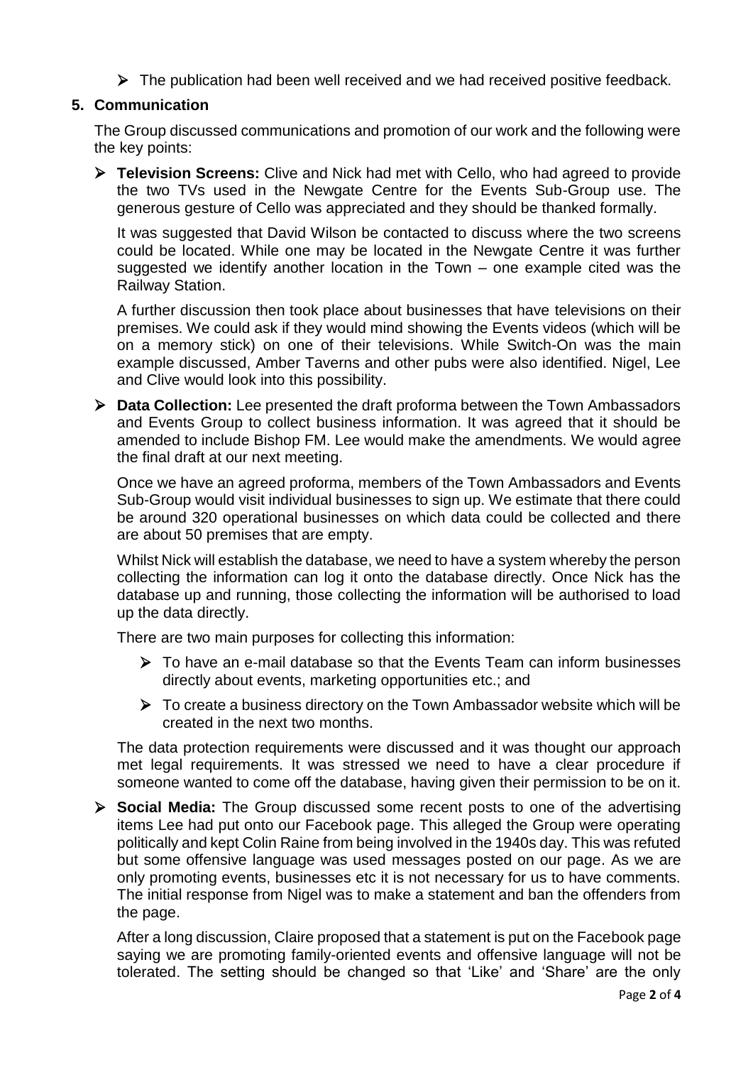- The publication had been well received and we had received positive feedback.

## 5. Communication

The Group discussed communications and promotion of our work and the following were the key points:

- **Television Screens:** Clive and Nick had met with Cello, who had agreed to provide the two TVs used in the Newgate Centre for the Events Sub-Group use. The generous gesture of Cello was appreciated and they should be thanked formally.

  It was suggested that David Wilson be contacted to discuss where the two screens could be located. While one may be located in the Newgate Centre it was further suggested we identify another location in the Town – one example cited was the Railway Station.

  A further discussion then took place about businesses that have televisions on their premises. We could ask if they would mind showing the Events videos (which will be on a memory stick) on one of their televisions. While Switch-On was the main example discussed, Amber Taverns and other pubs were also identified. Nigel, Lee and Clive would look into this possibility.

- **Data Collection:** Lee presented the draft proforma between the Town Ambassadors and Events Group to collect business information. It was agreed that it should be amended to include Bishop FM. Lee would make the amendments. We would agree the final draft at our next meeting.

  Once we have an agreed proforma, members of the Town Ambassadors and Events Sub-Group would visit individual businesses to sign up. We estimate that there could be around 320 operational businesses on which data could be collected and there are about 50 premises that are empty.

  Whilst Nick will establish the database, we need to have a system whereby the person collecting the information can log it onto the database directly. Once Nick has the database up and running, those collecting the information will be authorised to load up the data directly.

  There are two main purposes for collecting this information:

  - To have an e-mail database so that the Events Team can inform businesses directly about events, marketing opportunities etc.; and
  - To create a business directory on the Town Ambassador website which will be created in the next two months.

  The data protection requirements were discussed and it was thought our approach met legal requirements. It was stressed we need to have a clear procedure if someone wanted to come off the database, having given their permission to be on it.

- **Social Media:** The Group discussed some recent posts to one of the advertising items Lee had put onto our Facebook page. This alleged the Group were operating politically and kept Colin Raine from being involved in the 1940s day. This was refuted but some offensive language was used messages posted on our page. As we are only promoting events, businesses etc it is not necessary for us to have comments. The initial response from Nigel was to make a statement and ban the offenders from the page.

  After a long discussion, Claire proposed that a statement is put on the Facebook page saying we are promoting family-oriented events and offensive language will not be tolerated. The setting should be changed so that 'Like' and 'Share' are the only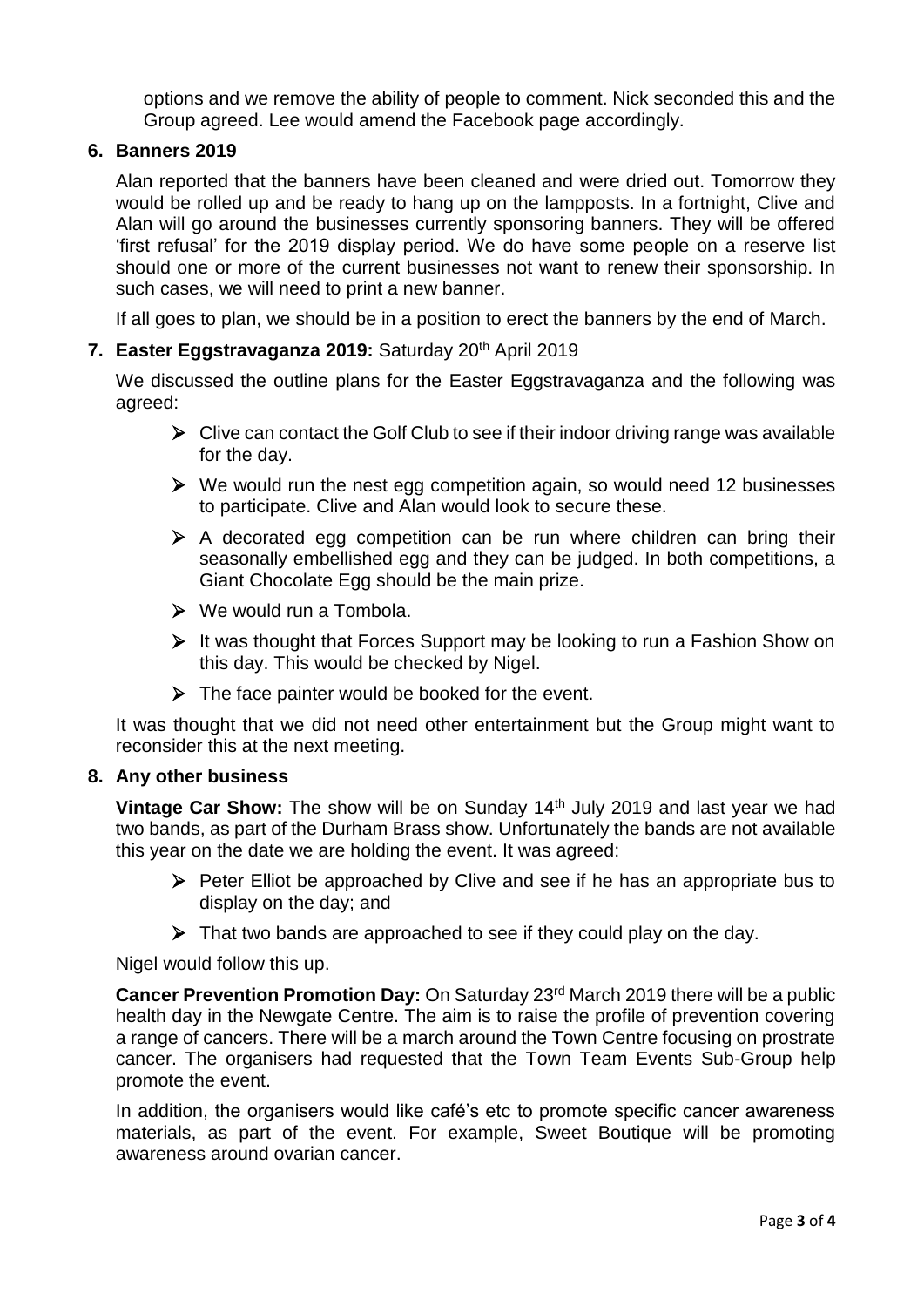options and we remove the ability of people to comment. Nick seconded this and the Group agreed. Lee would amend the Facebook page accordingly.

## 6. Banners 2019

Alan reported that the banners have been cleaned and were dried out. Tomorrow they would be rolled up and be ready to hang up on the lampposts. In a fortnight, Clive and Alan will go around the businesses currently sponsoring banners. They will be offered 'first refusal' for the 2019 display period. We do have some people on a reserve list should one or more of the current businesses not want to renew their sponsorship. In such cases, we will need to print a new banner.

If all goes to plan, we should be in a position to erect the banners by the end of March.

## 7. Easter Eggstravaganza 2019: Saturday 20th April 2019

We discussed the outline plans for the Easter Eggstravaganza and the following was agreed:

- Clive can contact the Golf Club to see if their indoor driving range was available for the day.
- We would run the nest egg competition again, so would need 12 businesses to participate. Clive and Alan would look to secure these.
- A decorated egg competition can be run where children can bring their seasonally embellished egg and they can be judged. In both competitions, a Giant Chocolate Egg should be the main prize.
- We would run a Tombola.
- It was thought that Forces Support may be looking to run a Fashion Show on this day. This would be checked by Nigel.
- The face painter would be booked for the event.

It was thought that we did not need other entertainment but the Group might want to reconsider this at the next meeting.

## 8. Any other business

**Vintage Car Show:** The show will be on Sunday 14th July 2019 and last year we had two bands, as part of the Durham Brass show. Unfortunately the bands are not available this year on the date we are holding the event. It was agreed:

- Peter Elliot be approached by Clive and see if he has an appropriate bus to display on the day; and
- That two bands are approached to see if they could play on the day.

Nigel would follow this up.

**Cancer Prevention Promotion Day:** On Saturday 23rd March 2019 there will be a public health day in the Newgate Centre. The aim is to raise the profile of prevention covering a range of cancers. There will be a march around the Town Centre focusing on prostrate cancer. The organisers had requested that the Town Team Events Sub-Group help promote the event.

In addition, the organisers would like café's etc to promote specific cancer awareness materials, as part of the event. For example, Sweet Boutique will be promoting awareness around ovarian cancer.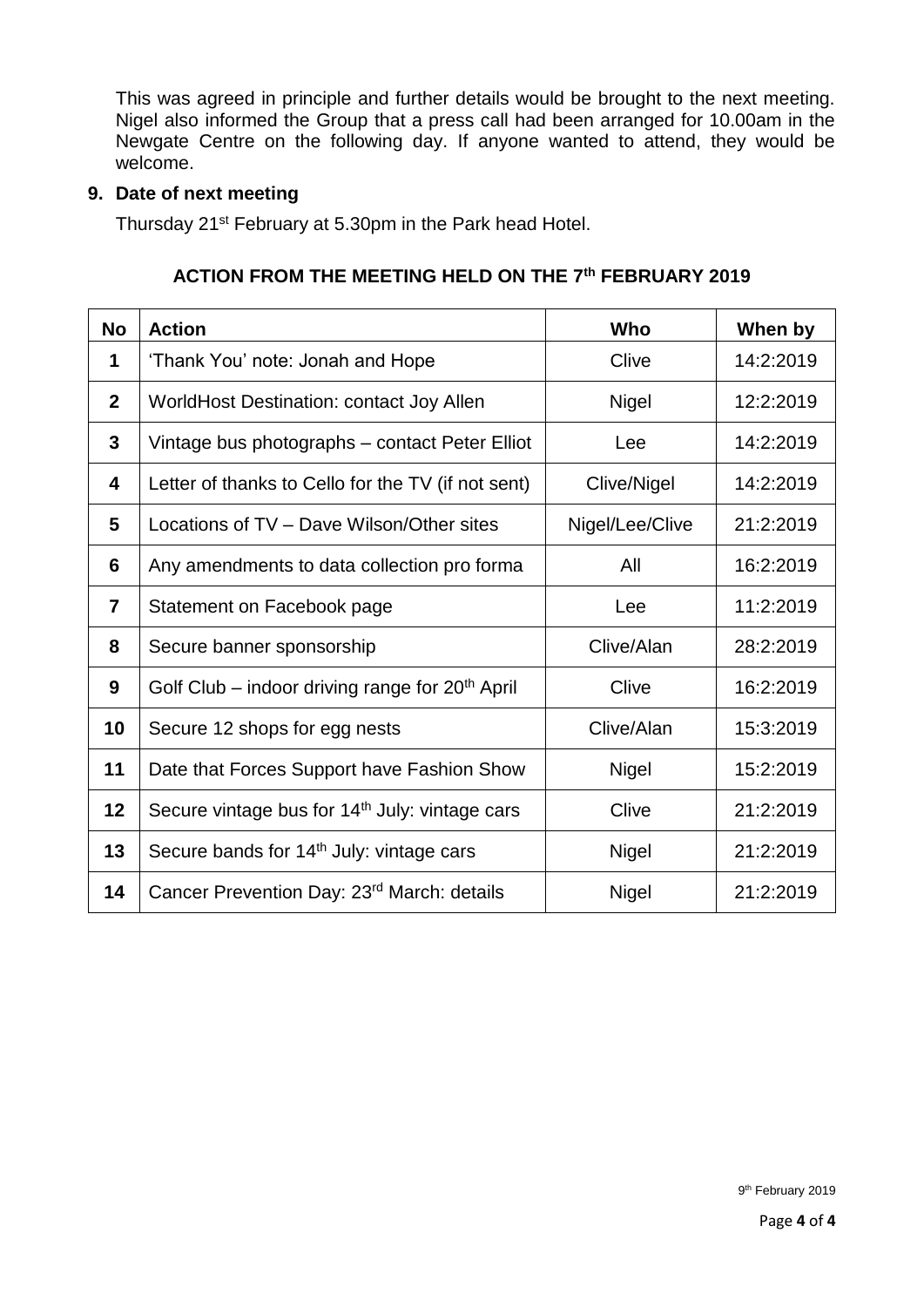This was agreed in principle and further details would be brought to the next meeting. Nigel also informed the Group that a press call had been arranged for 10.00am in the Newgate Centre on the following day. If anyone wanted to attend, they would be welcome.

**9. Date of next meeting**

Thursday 21st February at 5.30pm in the Park head Hotel.

## ACTION FROM THE MEETING HELD ON THE 7th FEBRUARY 2019

| No | Action | Who | When by |
|---|---|---|---|
| 1 | 'Thank You' note: Jonah and Hope | Clive | 14:2:2019 |
| 2 | WorldHost Destination: contact Joy Allen | Nigel | 12:2:2019 |
| 3 | Vintage bus photographs – contact Peter Elliot | Lee | 14:2:2019 |
| 4 | Letter of thanks to Cello for the TV (if not sent) | Clive/Nigel | 14:2:2019 |
| 5 | Locations of TV – Dave Wilson/Other sites | Nigel/Lee/Clive | 21:2:2019 |
| 6 | Any amendments to data collection pro forma | All | 16:2:2019 |
| 7 | Statement on Facebook page | Lee | 11:2:2019 |
| 8 | Secure banner sponsorship | Clive/Alan | 28:2:2019 |
| 9 | Golf Club – indoor driving range for 20th April | Clive | 16:2:2019 |
| 10 | Secure 12 shops for egg nests | Clive/Alan | 15:3:2019 |
| 11 | Date that Forces Support have Fashion Show | Nigel | 15:2:2019 |
| 12 | Secure vintage bus for 14th July: vintage cars | Clive | 21:2:2019 |
| 13 | Secure bands for 14th July: vintage cars | Nigel | 21:2:2019 |
| 14 | Cancer Prevention Day: 23rd March: details | Nigel | 21:2:2019 |